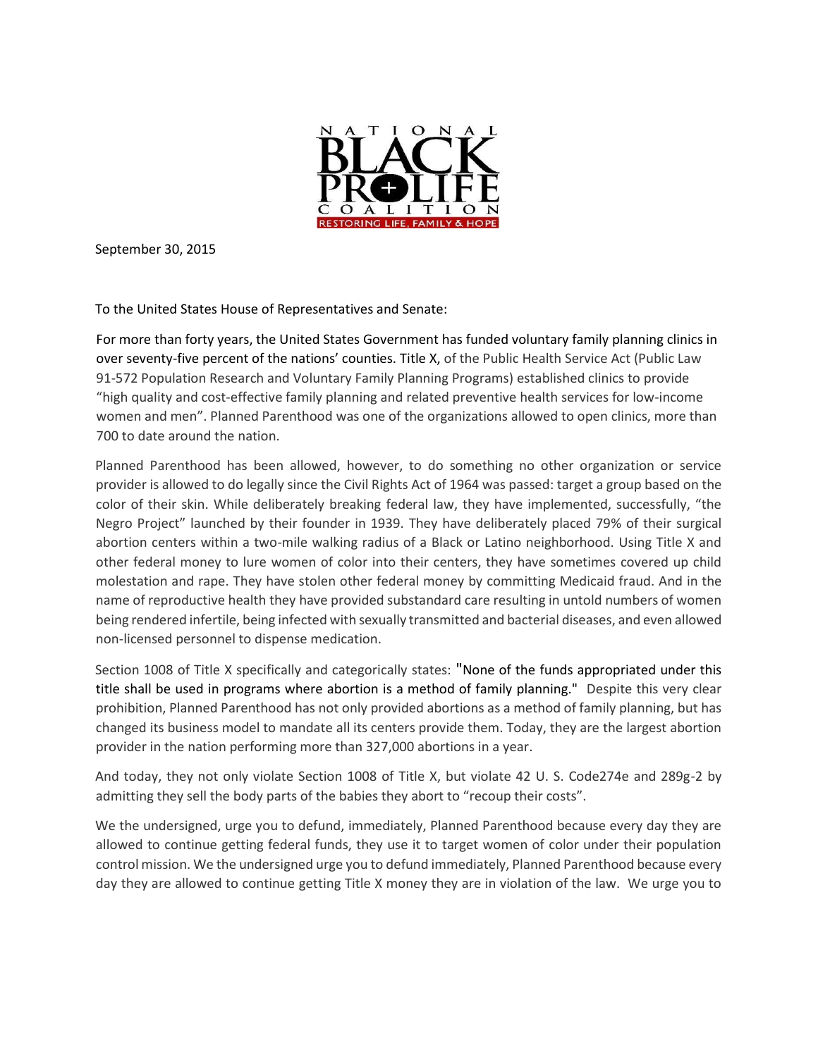NATIONAL BLACK PRO LIFE COALITION

RESTORING LIFE, FAMILY & HOPE

September 30, 2015

To the United States House of Representatives and Senate:

For more than forty years, the United States Government has funded voluntary family planning clinics in over seventy-five percent of the nations' counties. Title X, of the Public Health Service Act (Public Law 91-572 Population Research and Voluntary Family Planning Programs) established clinics to provide "high quality and cost-effective family planning and related preventive health services for low-income women and men". Planned Parenthood was one of the organizations allowed to open clinics, more than 700 to date around the nation.

Planned Parenthood has been allowed, however, to do something no other organization or service provider is allowed to do legally since the Civil Rights Act of 1964 was passed: target a group based on the color of their skin. While deliberately breaking federal law, they have implemented, successfully, "the Negro Project" launched by their founder in 1939. They have deliberately placed 79% of their surgical abortion centers within a two-mile walking radius of a Black or Latino neighborhood. Using Title X and other federal money to lure women of color into their centers, they have sometimes covered up child molestation and rape. They have stolen other federal money by committing Medicaid fraud. And in the name of reproductive health they have provided substandard care resulting in untold numbers of women being rendered infertile, being infected with sexually transmitted and bacterial diseases, and even allowed non-licensed personnel to dispense medication.

Section 1008 of Title X specifically and categorically states: "None of the funds appropriated under this title shall be used in programs where abortion is a method of family planning." Despite this very clear prohibition, Planned Parenthood has not only provided abortions as a method of family planning, but has changed its business model to mandate all its centers provide them. Today, they are the largest abortion provider in the nation performing more than 327,000 abortions in a year.

And today, they not only violate Section 1008 of Title X, but violate 42 U. S. Code274e and 289g-2 by admitting they sell the body parts of the babies they abort to "recoup their costs".

We the undersigned, urge you to defund, immediately, Planned Parenthood because every day they are allowed to continue getting federal funds, they use it to target women of color under their population control mission. We the undersigned urge you to defund immediately, Planned Parenthood because every day they are allowed to continue getting Title X money they are in violation of the law. We urge you to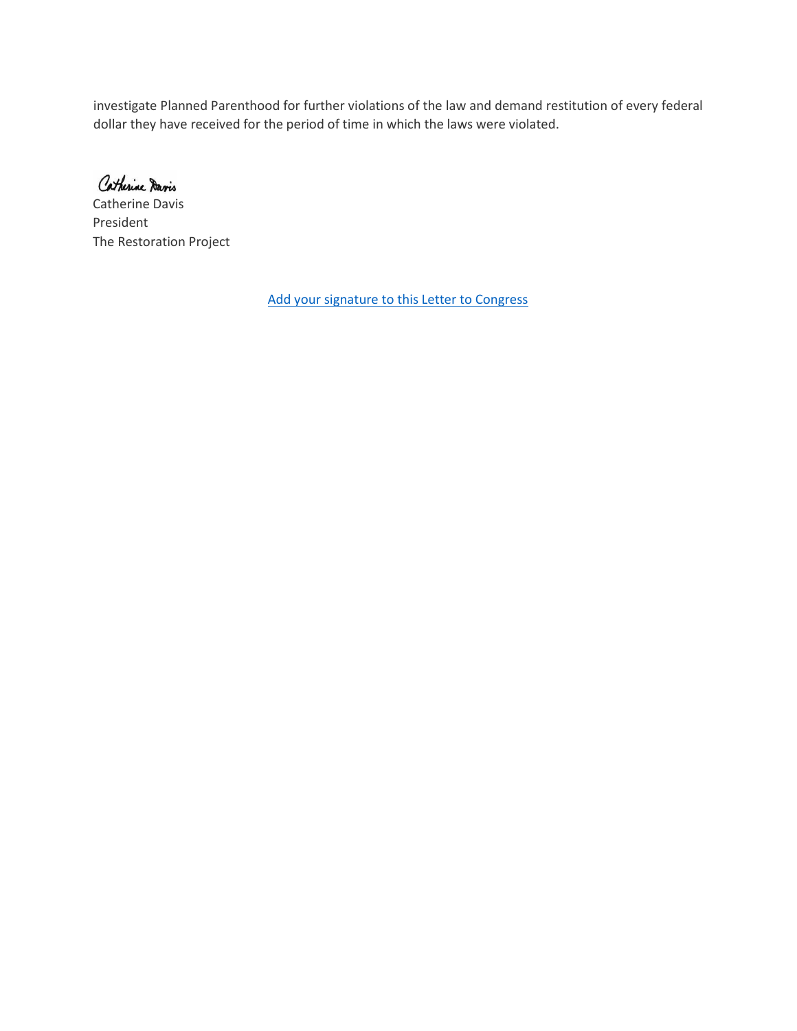investigate Planned Parenthood for further violations of the law and demand restitution of every federal dollar they have received for the period of time in which the laws were violated.

Catherine Davis

Catherine Davis
President
The Restoration Project

Add your signature to this Letter to Congress